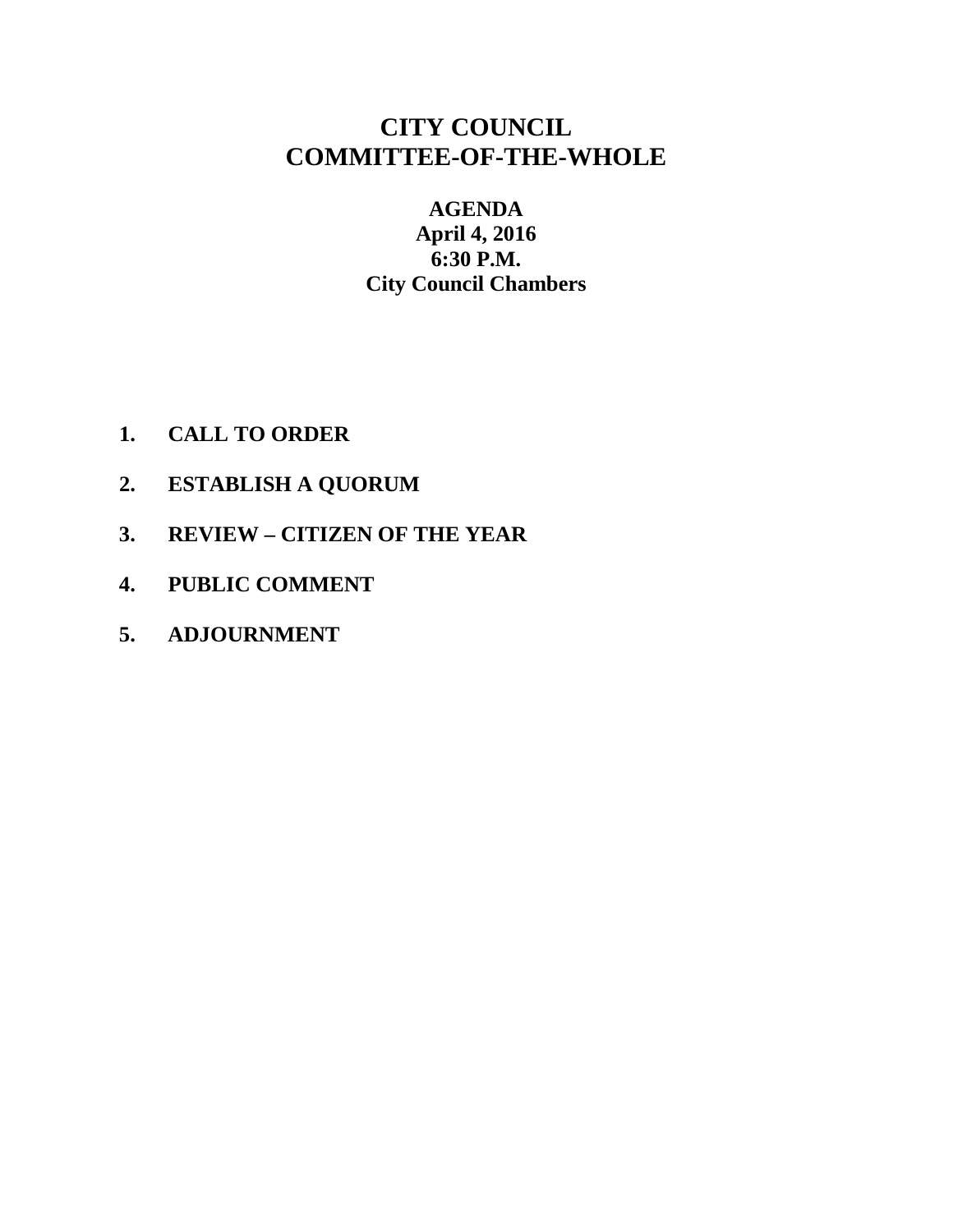# CITY COUNCIL
# COMMITTEE-OF-THE-WHOLE

**AGENDA**
**April 4, 2016**
**6:30 P.M.**
**City Council Chambers**

1. **CALL TO ORDER**
2. **ESTABLISH A QUORUM**
3. **REVIEW – CITIZEN OF THE YEAR**
4. **PUBLIC COMMENT**
5. **ADJOURNMENT**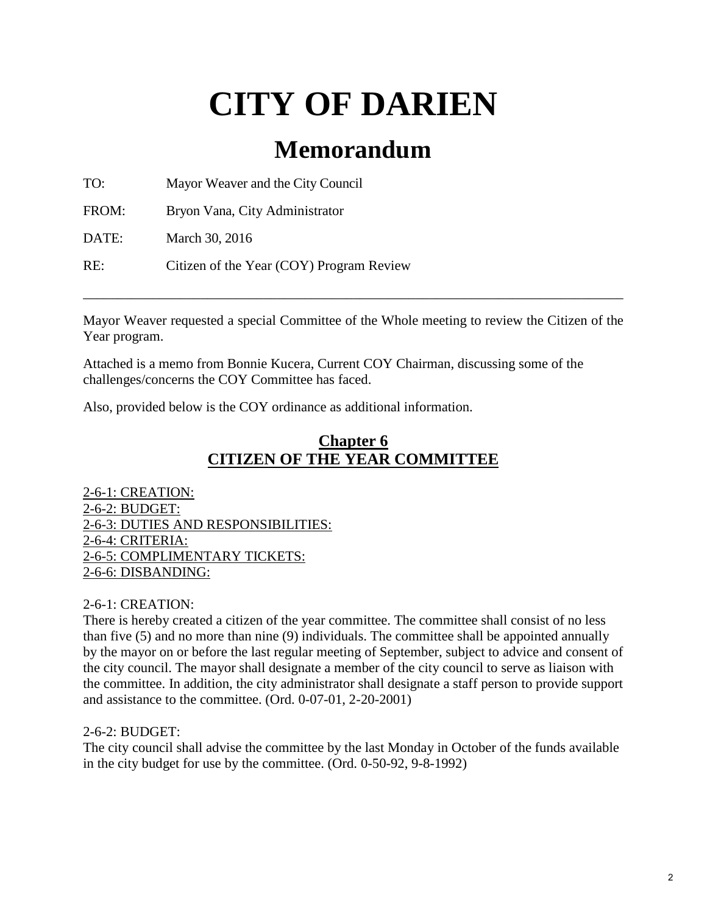# CITY OF DARIEN

## Memorandum

TO: Mayor Weaver and the City Council

FROM: Bryon Vana, City Administrator

DATE: March 30, 2016

RE: Citizen of the Year (COY) Program Review

---

Mayor Weaver requested a special Committee of the Whole meeting to review the Citizen of the Year program.

Attached is a memo from Bonnie Kucera, Current COY Chairman, discussing some of the challenges/concerns the COY Committee has faced.

Also, provided below is the COY ordinance as additional information.

### Chapter 6
### CITIZEN OF THE YEAR COMMITTEE

2-6-1: CREATION:
2-6-2: BUDGET:
2-6-3: DUTIES AND RESPONSIBILITIES:
2-6-4: CRITERIA:
2-6-5: COMPLIMENTARY TICKETS:
2-6-6: DISBANDING:

2-6-1: CREATION:
There is hereby created a citizen of the year committee. The committee shall consist of no less than five (5) and no more than nine (9) individuals. The committee shall be appointed annually by the mayor on or before the last regular meeting of September, subject to advice and consent of the city council. The mayor shall designate a member of the city council to serve as liaison with the committee. In addition, the city administrator shall designate a staff person to provide support and assistance to the committee. (Ord. 0-07-01, 2-20-2001)

2-6-2: BUDGET:
The city council shall advise the committee by the last Monday in October of the funds available in the city budget for use by the committee. (Ord. 0-50-92, 9-8-1992)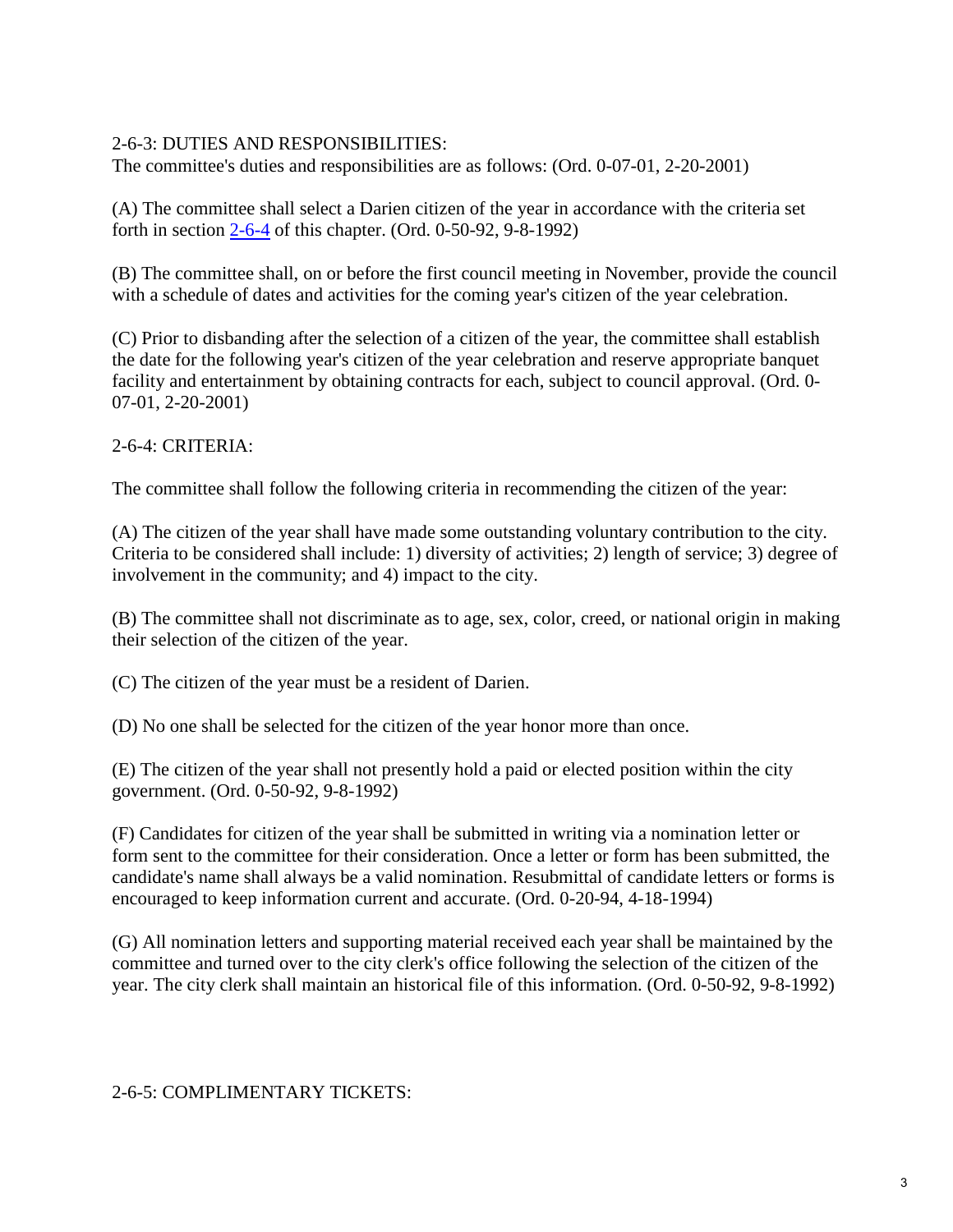2-6-3: DUTIES AND RESPONSIBILITIES:

The committee's duties and responsibilities are as follows: (Ord. 0-07-01, 2-20-2001)

(A) The committee shall select a Darien citizen of the year in accordance with the criteria set forth in section 2-6-4 of this chapter. (Ord. 0-50-92, 9-8-1992)

(B) The committee shall, on or before the first council meeting in November, provide the council with a schedule of dates and activities for the coming year's citizen of the year celebration.

(C) Prior to disbanding after the selection of a citizen of the year, the committee shall establish the date for the following year's citizen of the year celebration and reserve appropriate banquet facility and entertainment by obtaining contracts for each, subject to council approval. (Ord. 0-07-01, 2-20-2001)

2-6-4: CRITERIA:

The committee shall follow the following criteria in recommending the citizen of the year:

(A) The citizen of the year shall have made some outstanding voluntary contribution to the city. Criteria to be considered shall include: 1) diversity of activities; 2) length of service; 3) degree of involvement in the community; and 4) impact to the city.

(B) The committee shall not discriminate as to age, sex, color, creed, or national origin in making their selection of the citizen of the year.

(C) The citizen of the year must be a resident of Darien.

(D) No one shall be selected for the citizen of the year honor more than once.

(E) The citizen of the year shall not presently hold a paid or elected position within the city government. (Ord. 0-50-92, 9-8-1992)

(F) Candidates for citizen of the year shall be submitted in writing via a nomination letter or form sent to the committee for their consideration. Once a letter or form has been submitted, the candidate's name shall always be a valid nomination. Resubmittal of candidate letters or forms is encouraged to keep information current and accurate. (Ord. 0-20-94, 4-18-1994)

(G) All nomination letters and supporting material received each year shall be maintained by the committee and turned over to the city clerk's office following the selection of the citizen of the year. The city clerk shall maintain an historical file of this information. (Ord. 0-50-92, 9-8-1992)

2-6-5: COMPLIMENTARY TICKETS: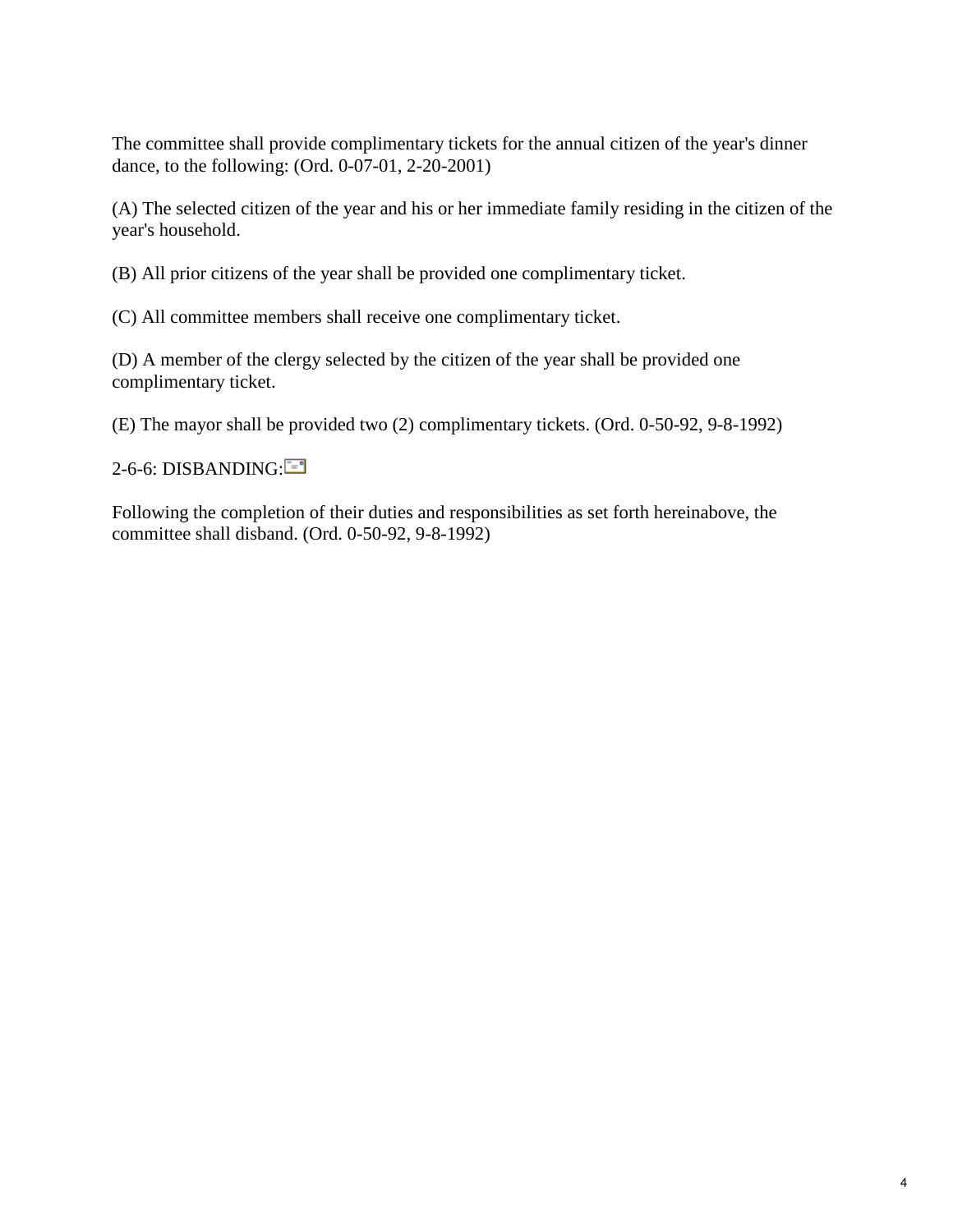The committee shall provide complimentary tickets for the annual citizen of the year's dinner dance, to the following: (Ord. 0-07-01, 2-20-2001)

(A) The selected citizen of the year and his or her immediate family residing in the citizen of the year's household.

(B) All prior citizens of the year shall be provided one complimentary ticket.

(C) All committee members shall receive one complimentary ticket.

(D) A member of the clergy selected by the citizen of the year shall be provided one complimentary ticket.

(E) The mayor shall be provided two (2) complimentary tickets. (Ord. 0-50-92, 9-8-1992)

2-6-6: DISBANDING:

Following the completion of their duties and responsibilities as set forth hereinabove, the committee shall disband. (Ord. 0-50-92, 9-8-1992)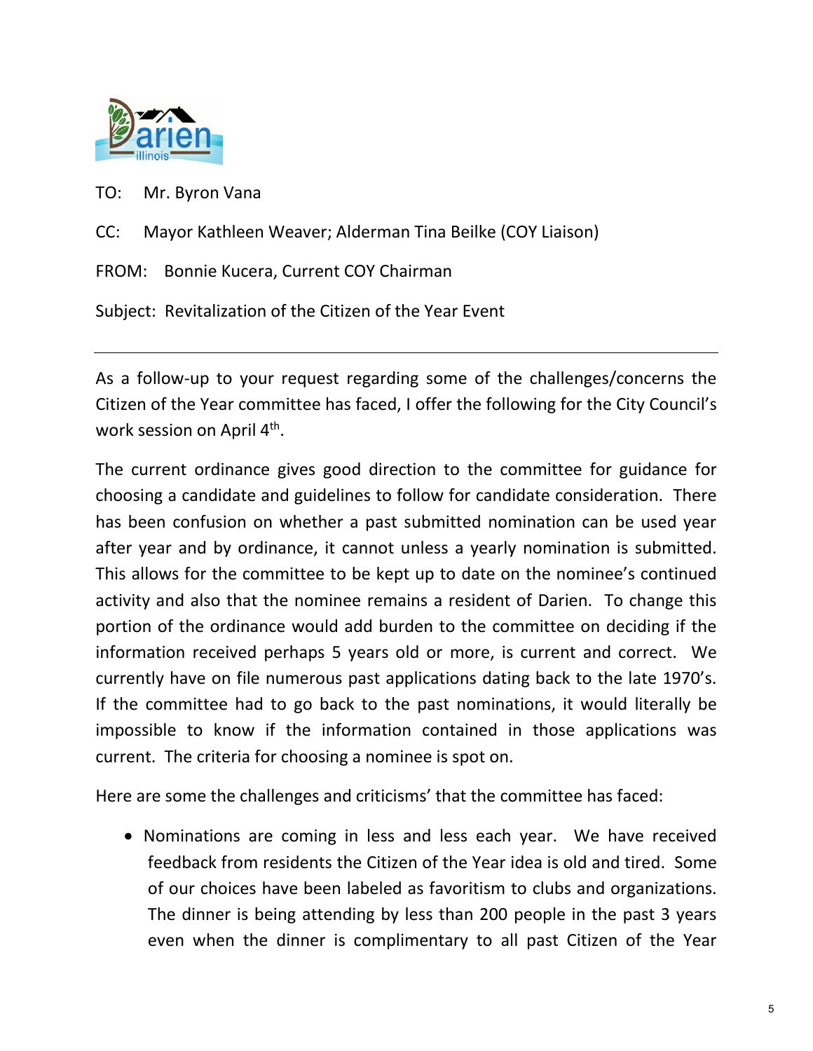TO: Mr. Byron Vana

CC: Mayor Kathleen Weaver; Alderman Tina Beilke (COY Liaison)

FROM: Bonnie Kucera, Current COY Chairman

Subject: Revitalization of the Citizen of the Year Event

---

As a follow-up to your request regarding some of the challenges/concerns the Citizen of the Year committee has faced, I offer the following for the City Council's work session on April 4th.

The current ordinance gives good direction to the committee for guidance for choosing a candidate and guidelines to follow for candidate consideration. There has been confusion on whether a past submitted nomination can be used year after year and by ordinance, it cannot unless a yearly nomination is submitted. This allows for the committee to be kept up to date on the nominee's continued activity and also that the nominee remains a resident of Darien. To change this portion of the ordinance would add burden to the committee on deciding if the information received perhaps 5 years old or more, is current and correct. We currently have on file numerous past applications dating back to the late 1970's. If the committee had to go back to the past nominations, it would literally be impossible to know if the information contained in those applications was current. The criteria for choosing a nominee is spot on.

Here are some the challenges and criticisms' that the committee has faced:

- Nominations are coming in less and less each year. We have received feedback from residents the Citizen of the Year idea is old and tired. Some of our choices have been labeled as favoritism to clubs and organizations. The dinner is being attending by less than 200 people in the past 3 years even when the dinner is complimentary to all past Citizen of the Year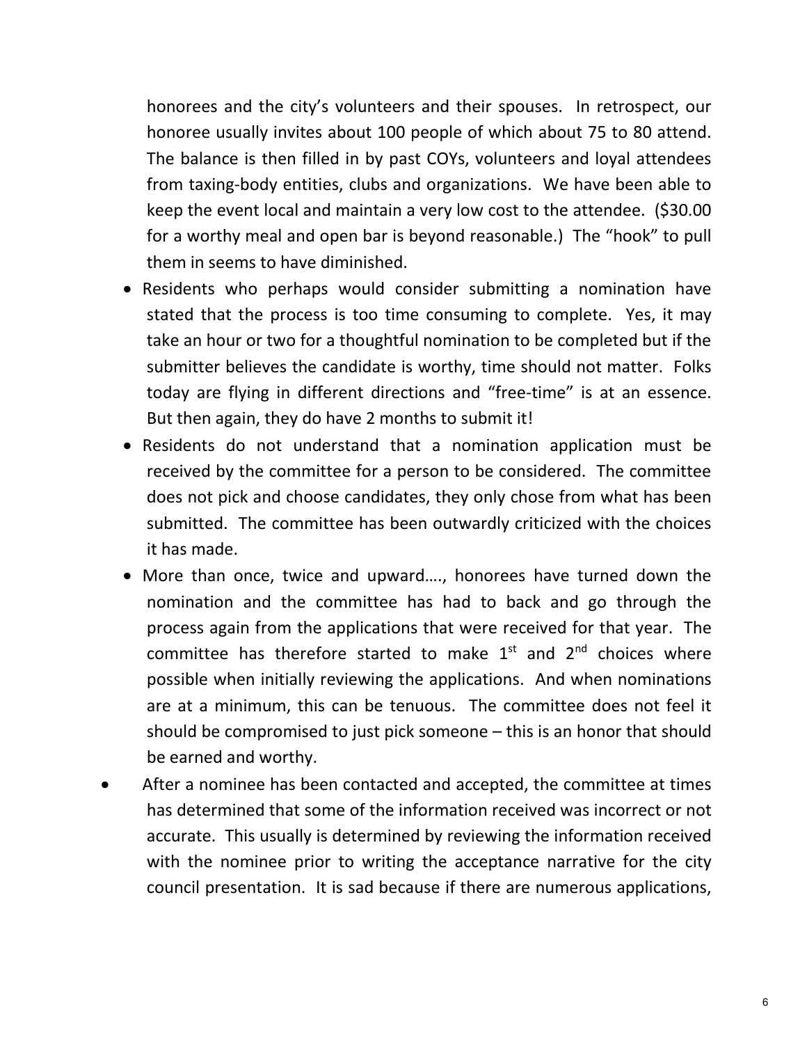honorees and the city's volunteers and their spouses. In retrospect, our honoree usually invites about 100 people of which about 75 to 80 attend. The balance is then filled in by past COYs, volunteers and loyal attendees from taxing-body entities, clubs and organizations. We have been able to keep the event local and maintain a very low cost to the attendee. ($30.00 for a worthy meal and open bar is beyond reasonable.) The "hook" to pull them in seems to have diminished.

- Residents who perhaps would consider submitting a nomination have stated that the process is too time consuming to complete. Yes, it may take an hour or two for a thoughtful nomination to be completed but if the submitter believes the candidate is worthy, time should not matter. Folks today are flying in different directions and "free-time" is at an essence. But then again, they do have 2 months to submit it!
- Residents do not understand that a nomination application must be received by the committee for a person to be considered. The committee does not pick and choose candidates, they only chose from what has been submitted. The committee has been outwardly criticized with the choices it has made.
- More than once, twice and upward…., honorees have turned down the nomination and the committee has had to back and go through the process again from the applications that were received for that year. The committee has therefore started to make 1st and 2nd choices where possible when initially reviewing the applications. And when nominations are at a minimum, this can be tenuous. The committee does not feel it should be compromised to just pick someone – this is an honor that should be earned and worthy.
- After a nominee has been contacted and accepted, the committee at times has determined that some of the information received was incorrect or not accurate. This usually is determined by reviewing the information received with the nominee prior to writing the acceptance narrative for the city council presentation. It is sad because if there are numerous applications,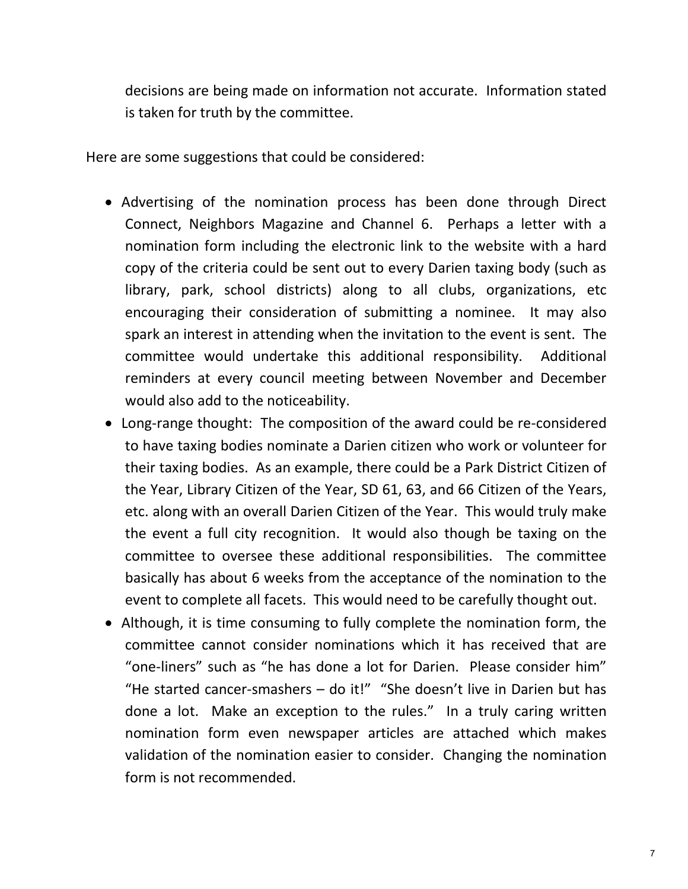decisions are being made on information not accurate. Information stated is taken for truth by the committee.

Here are some suggestions that could be considered:

- Advertising of the nomination process has been done through Direct Connect, Neighbors Magazine and Channel 6. Perhaps a letter with a nomination form including the electronic link to the website with a hard copy of the criteria could be sent out to every Darien taxing body (such as library, park, school districts) along to all clubs, organizations, etc encouraging their consideration of submitting a nominee. It may also spark an interest in attending when the invitation to the event is sent. The committee would undertake this additional responsibility. Additional reminders at every council meeting between November and December would also add to the noticeability.
- Long-range thought: The composition of the award could be re-considered to have taxing bodies nominate a Darien citizen who work or volunteer for their taxing bodies. As an example, there could be a Park District Citizen of the Year, Library Citizen of the Year, SD 61, 63, and 66 Citizen of the Years, etc. along with an overall Darien Citizen of the Year. This would truly make the event a full city recognition. It would also though be taxing on the committee to oversee these additional responsibilities. The committee basically has about 6 weeks from the acceptance of the nomination to the event to complete all facets. This would need to be carefully thought out.
- Although, it is time consuming to fully complete the nomination form, the committee cannot consider nominations which it has received that are "one-liners" such as "he has done a lot for Darien. Please consider him" "He started cancer-smashers – do it!" "She doesn't live in Darien but has done a lot. Make an exception to the rules." In a truly caring written nomination form even newspaper articles are attached which makes validation of the nomination easier to consider. Changing the nomination form is not recommended.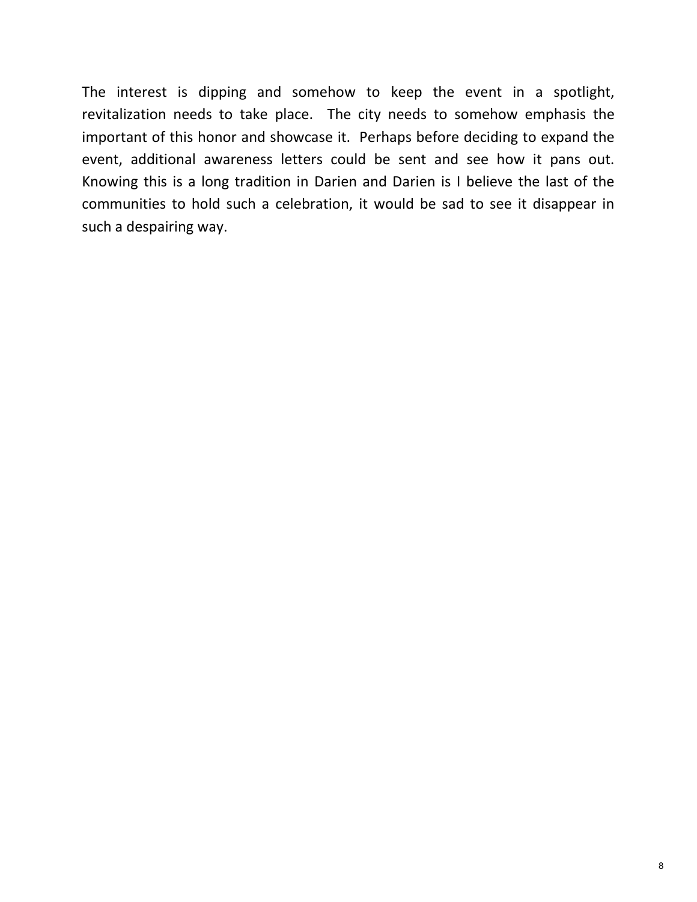The interest is dipping and somehow to keep the event in a spotlight, revitalization needs to take place. The city needs to somehow emphasis the important of this honor and showcase it. Perhaps before deciding to expand the event, additional awareness letters could be sent and see how it pans out. Knowing this is a long tradition in Darien and Darien is I believe the last of the communities to hold such a celebration, it would be sad to see it disappear in such a despairing way.